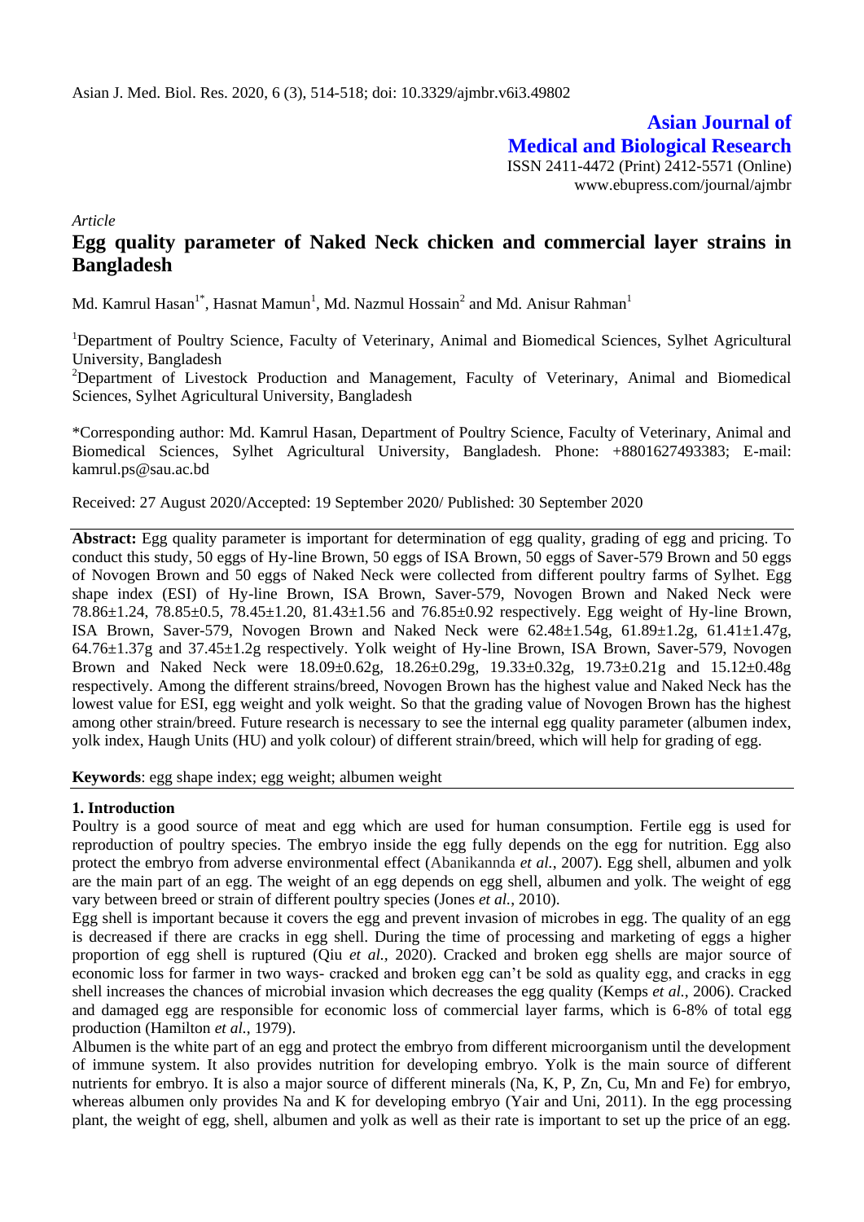# Asian Journal of Medical and Biological Research

ISSN 2411-4472 (Print) 2412-5571 (Online)
www.ebupress.com/journal/ajmbr

*Article*

## Egg quality parameter of Naked Neck chicken and commercial layer strains in Bangladesh

Md. Kamrul Hasan[1*], Hasnat Mamun[1], Md. Nazmul Hossain[2] and Md. Anisur Rahman[1]

[1]Department of Poultry Science, Faculty of Veterinary, Animal and Biomedical Sciences, Sylhet Agricultural University, Bangladesh

[2]Department of Livestock Production and Management, Faculty of Veterinary, Animal and Biomedical Sciences, Sylhet Agricultural University, Bangladesh

*Corresponding author: Md. Kamrul Hasan, Department of Poultry Science, Faculty of Veterinary, Animal and Biomedical Sciences, Sylhet Agricultural University, Bangladesh. Phone: +8801627493383; E-mail: kamrul.ps@sau.ac.bd

Received: 27 August 2020/Accepted: 19 September 2020/ Published: 30 September 2020

**Abstract:** Egg quality parameter is important for determination of egg quality, grading of egg and pricing. To conduct this study, 50 eggs of Hy-line Brown, 50 eggs of ISA Brown, 50 eggs of Saver-579 Brown and 50 eggs of Novogen Brown and 50 eggs of Naked Neck were collected from different poultry farms of Sylhet. Egg shape index (ESI) of Hy-line Brown, ISA Brown, Saver-579, Novogen Brown and Naked Neck were 78.86±1.24, 78.85±0.5, 78.45±1.20, 81.43±1.56 and 76.85±0.92 respectively. Egg weight of Hy-line Brown, ISA Brown, Saver-579, Novogen Brown and Naked Neck were 62.48±1.54g, 61.89±1.2g, 61.41±1.47g, 64.76±1.37g and 37.45±1.2g respectively. Yolk weight of Hy-line Brown, ISA Brown, Saver-579, Novogen Brown and Naked Neck were 18.09±0.62g, 18.26±0.29g, 19.33±0.32g, 19.73±0.21g and 15.12±0.48g respectively. Among the different strains/breed, Novogen Brown has the highest value and Naked Neck has the lowest value for ESI, egg weight and yolk weight. So that the grading value of Novogen Brown has the highest among other strain/breed. Future research is necessary to see the internal egg quality parameter (albumen index, yolk index, Haugh Units (HU) and yolk colour) of different strain/breed, which will help for grading of egg.

**Keywords**: egg shape index; egg weight; albumen weight

### 1. Introduction

Poultry is a good source of meat and egg which are used for human consumption. Fertile egg is used for reproduction of poultry species. The embryo inside the egg fully depends on the egg for nutrition. Egg also protect the embryo from adverse environmental effect (Abanikannda *et al.*, 2007). Egg shell, albumen and yolk are the main part of an egg. The weight of an egg depends on egg shell, albumen and yolk. The weight of egg vary between breed or strain of different poultry species (Jones *et al.*, 2010).

Egg shell is important because it covers the egg and prevent invasion of microbes in egg. The quality of an egg is decreased if there are cracks in egg shell. During the time of processing and marketing of eggs a higher proportion of egg shell is ruptured (Qiu *et al.*, 2020). Cracked and broken egg shells are major source of economic loss for farmer in two ways- cracked and broken egg can't be sold as quality egg, and cracks in egg shell increases the chances of microbial invasion which decreases the egg quality (Kemps *et al.*, 2006). Cracked and damaged egg are responsible for economic loss of commercial layer farms, which is 6-8% of total egg production (Hamilton *et al.*, 1979).

Albumen is the white part of an egg and protect the embryo from different microorganism until the development of immune system. It also provides nutrition for developing embryo. Yolk is the main source of different nutrients for embryo. It is also a major source of different minerals (Na, K, P, Zn, Cu, Mn and Fe) for embryo, whereas albumen only provides Na and K for developing embryo (Yair and Uni, 2011). In the egg processing plant, the weight of egg, shell, albumen and yolk as well as their rate is important to set up the price of an egg.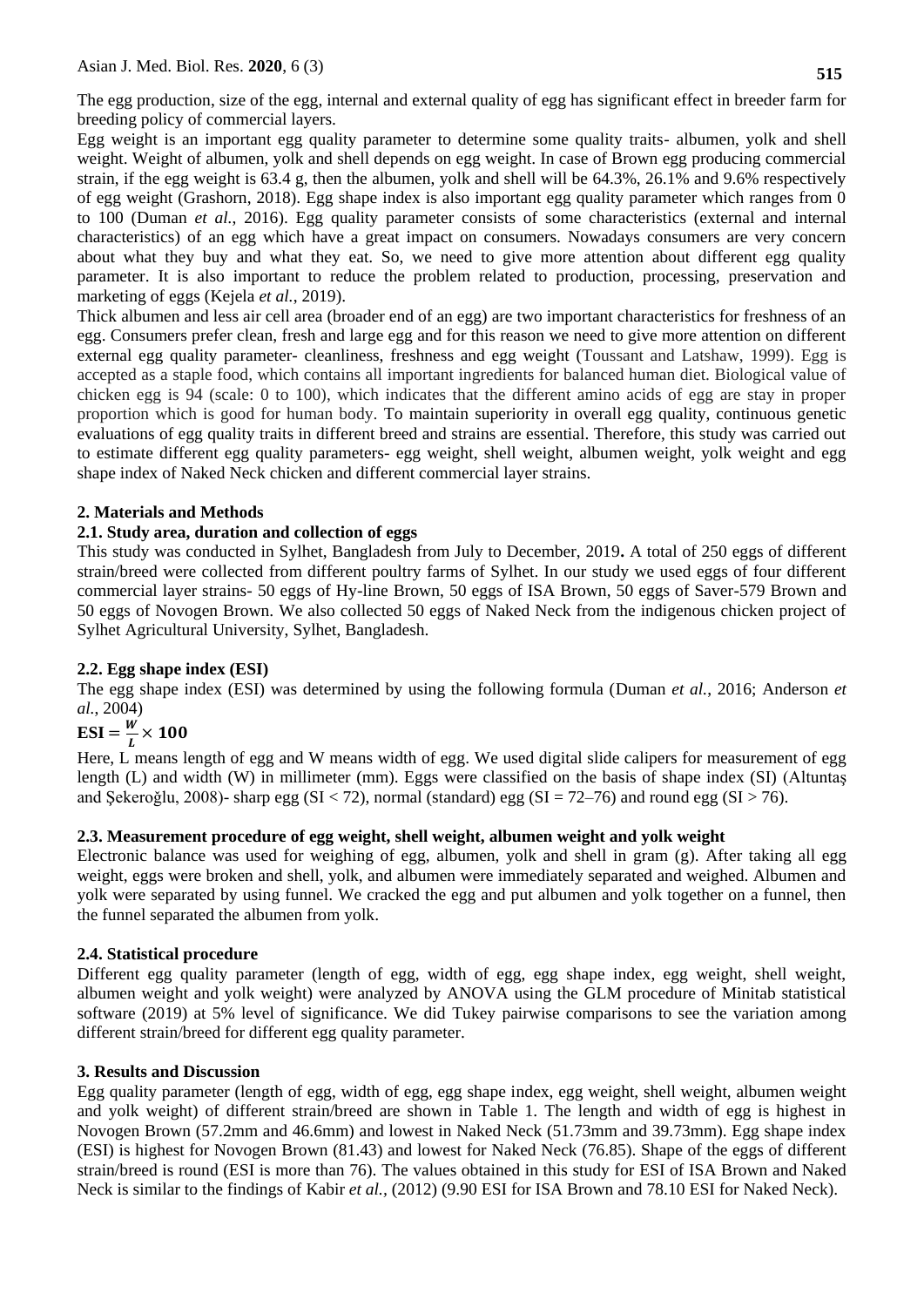The egg production, size of the egg, internal and external quality of egg has significant effect in breeder farm for breeding policy of commercial layers.

Egg weight is an important egg quality parameter to determine some quality traits- albumen, yolk and shell weight. Weight of albumen, yolk and shell depends on egg weight. In case of Brown egg producing commercial strain, if the egg weight is 63.4 g, then the albumen, yolk and shell will be 64.3%, 26.1% and 9.6% respectively of egg weight (Grashorn, 2018). Egg shape index is also important egg quality parameter which ranges from 0 to 100 (Duman *et al.*, 2016). Egg quality parameter consists of some characteristics (external and internal characteristics) of an egg which have a great impact on consumers. Nowadays consumers are very concern about what they buy and what they eat. So, we need to give more attention about different egg quality parameter. It is also important to reduce the problem related to production, processing, preservation and marketing of eggs (Kejela *et al.*, 2019).

Thick albumen and less air cell area (broader end of an egg) are two important characteristics for freshness of an egg. Consumers prefer clean, fresh and large egg and for this reason we need to give more attention on different external egg quality parameter- cleanliness, freshness and egg weight (Toussant and Latshaw, 1999). Egg is accepted as a staple food, which contains all important ingredients for balanced human diet. Biological value of chicken egg is 94 (scale: 0 to 100), which indicates that the different amino acids of egg are stay in proper proportion which is good for human body. To maintain superiority in overall egg quality, continuous genetic evaluations of egg quality traits in different breed and strains are essential. Therefore, this study was carried out to estimate different egg quality parameters- egg weight, shell weight, albumen weight, yolk weight and egg shape index of Naked Neck chicken and different commercial layer strains.

## 2. Materials and Methods

### 2.1. Study area, duration and collection of eggs

This study was conducted in Sylhet, Bangladesh from July to December, 2019**.** A total of 250 eggs of different strain/breed were collected from different poultry farms of Sylhet. In our study we used eggs of four different commercial layer strains- 50 eggs of Hy-line Brown, 50 eggs of ISA Brown, 50 eggs of Saver-579 Brown and 50 eggs of Novogen Brown. We also collected 50 eggs of Naked Neck from the indigenous chicken project of Sylhet Agricultural University, Sylhet, Bangladesh.

### 2.2. Egg shape index (ESI)

The egg shape index (ESI) was determined by using the following formula (Duman *et al.*, 2016; Anderson *et al.*, 2004)

$$\mathbf{ESI} = \frac{W}{L} \times \mathbf{100}$$

Here, L means length of egg and W means width of egg. We used digital slide calipers for measurement of egg length (L) and width (W) in millimeter (mm). Eggs were classified on the basis of shape index (SI) (Altuntaş and Şekeroğlu, 2008)- sharp egg (SI < 72), normal (standard) egg (SI = 72–76) and round egg (SI > 76).

### 2.3. Measurement procedure of egg weight, shell weight, albumen weight and yolk weight

Electronic balance was used for weighing of egg, albumen, yolk and shell in gram (g). After taking all egg weight, eggs were broken and shell, yolk, and albumen were immediately separated and weighed. Albumen and yolk were separated by using funnel. We cracked the egg and put albumen and yolk together on a funnel, then the funnel separated the albumen from yolk.

### 2.4. Statistical procedure

Different egg quality parameter (length of egg, width of egg, egg shape index, egg weight, shell weight, albumen weight and yolk weight) were analyzed by ANOVA using the GLM procedure of Minitab statistical software (2019) at 5% level of significance. We did Tukey pairwise comparisons to see the variation among different strain/breed for different egg quality parameter.

## 3. Results and Discussion

Egg quality parameter (length of egg, width of egg, egg shape index, egg weight, shell weight, albumen weight and yolk weight) of different strain/breed are shown in Table 1. The length and width of egg is highest in Novogen Brown (57.2mm and 46.6mm) and lowest in Naked Neck (51.73mm and 39.73mm). Egg shape index (ESI) is highest for Novogen Brown (81.43) and lowest for Naked Neck (76.85). Shape of the eggs of different strain/breed is round (ESI is more than 76). The values obtained in this study for ESI of ISA Brown and Naked Neck is similar to the findings of Kabir *et al.*, (2012) (9.90 ESI for ISA Brown and 78.10 ESI for Naked Neck).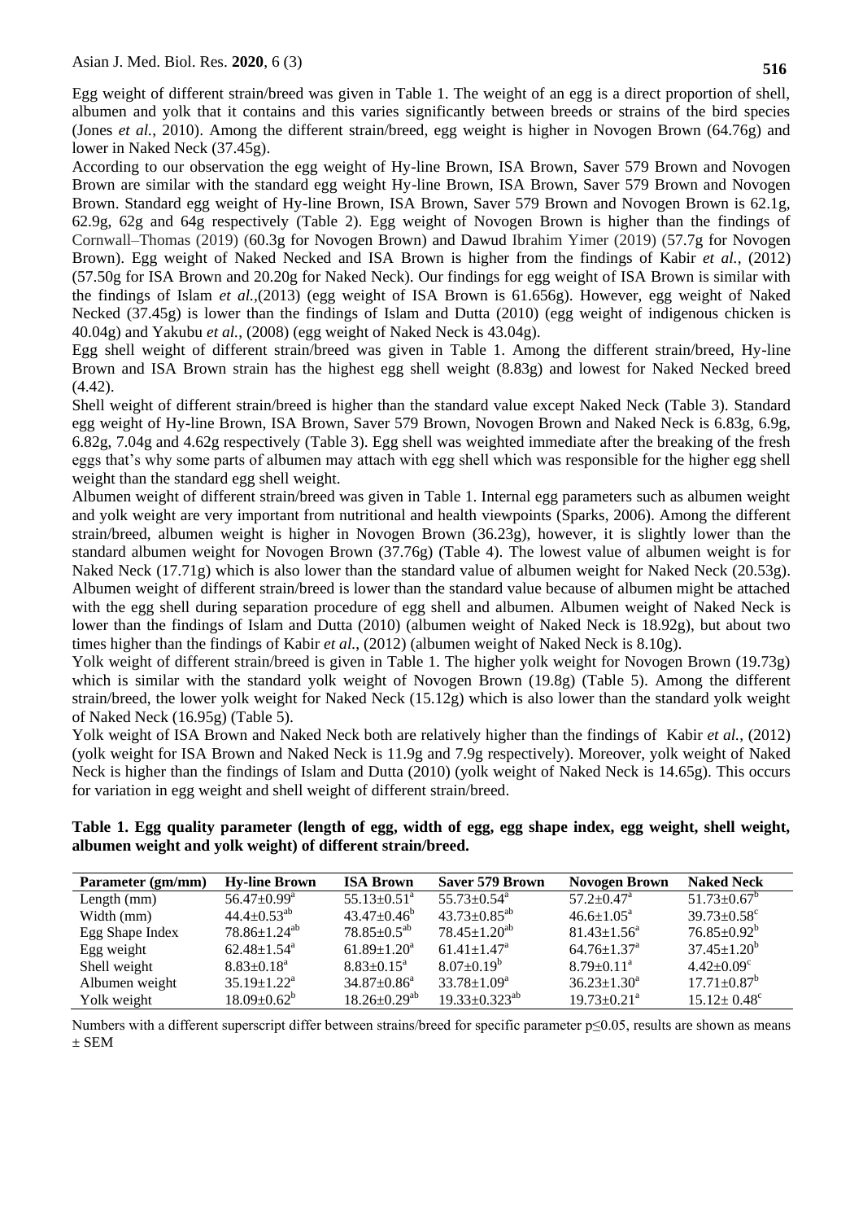Egg weight of different strain/breed was given in Table 1. The weight of an egg is a direct proportion of shell, albumen and yolk that it contains and this varies significantly between breeds or strains of the bird species (Jones *et al.*, 2010). Among the different strain/breed, egg weight is higher in Novogen Brown (64.76g) and lower in Naked Neck (37.45g).

According to our observation the egg weight of Hy-line Brown, ISA Brown, Saver 579 Brown and Novogen Brown are similar with the standard egg weight Hy-line Brown, ISA Brown, Saver 579 Brown and Novogen Brown. Standard egg weight of Hy-line Brown, ISA Brown, Saver 579 Brown and Novogen Brown is 62.1g, 62.9g, 62g and 64g respectively (Table 2). Egg weight of Novogen Brown is higher than the findings of Cornwall–Thomas (2019) (60.3g for Novogen Brown) and Dawud Ibrahim Yimer (2019) (57.7g for Novogen Brown). Egg weight of Naked Necked and ISA Brown is higher from the findings of Kabir *et al.*, (2012) (57.50g for ISA Brown and 20.20g for Naked Neck). Our findings for egg weight of ISA Brown is similar with the findings of Islam *et al.*,(2013) (egg weight of ISA Brown is 61.656g). However, egg weight of Naked Necked (37.45g) is lower than the findings of Islam and Dutta (2010) (egg weight of indigenous chicken is 40.04g) and Yakubu *et al.*, (2008) (egg weight of Naked Neck is 43.04g).

Egg shell weight of different strain/breed was given in Table 1. Among the different strain/breed, Hy-line Brown and ISA Brown strain has the highest egg shell weight (8.83g) and lowest for Naked Necked breed (4.42).

Shell weight of different strain/breed is higher than the standard value except Naked Neck (Table 3). Standard egg weight of Hy-line Brown, ISA Brown, Saver 579 Brown, Novogen Brown and Naked Neck is 6.83g, 6.9g, 6.82g, 7.04g and 4.62g respectively (Table 3). Egg shell was weighted immediate after the breaking of the fresh eggs that's why some parts of albumen may attach with egg shell which was responsible for the higher egg shell weight than the standard egg shell weight.

Albumen weight of different strain/breed was given in Table 1. Internal egg parameters such as albumen weight and yolk weight are very important from nutritional and health viewpoints (Sparks, 2006). Among the different strain/breed, albumen weight is higher in Novogen Brown (36.23g), however, it is slightly lower than the standard albumen weight for Novogen Brown (37.76g) (Table 4). The lowest value of albumen weight is for Naked Neck (17.71g) which is also lower than the standard value of albumen weight for Naked Neck (20.53g). Albumen weight of different strain/breed is lower than the standard value because of albumen might be attached with the egg shell during separation procedure of egg shell and albumen. Albumen weight of Naked Neck is lower than the findings of Islam and Dutta (2010) (albumen weight of Naked Neck is 18.92g), but about two times higher than the findings of Kabir *et al.*, (2012) (albumen weight of Naked Neck is 8.10g).

Yolk weight of different strain/breed is given in Table 1. The higher yolk weight for Novogen Brown (19.73g) which is similar with the standard yolk weight of Novogen Brown (19.8g) (Table 5). Among the different strain/breed, the lower yolk weight for Naked Neck (15.12g) which is also lower than the standard yolk weight of Naked Neck (16.95g) (Table 5).

Yolk weight of ISA Brown and Naked Neck both are relatively higher than the findings of Kabir *et al.*, (2012) (yolk weight for ISA Brown and Naked Neck is 11.9g and 7.9g respectively). Moreover, yolk weight of Naked Neck is higher than the findings of Islam and Dutta (2010) (yolk weight of Naked Neck is 14.65g). This occurs for variation in egg weight and shell weight of different strain/breed.

**Table 1. Egg quality parameter (length of egg, width of egg, egg shape index, egg weight, shell weight, albumen weight and yolk weight) of different strain/breed.**

| Parameter (gm/mm) | Hy-line Brown | ISA Brown | Saver 579 Brown | Novogen Brown | Naked Neck |
|---|---|---|---|---|---|
| Length (mm) | $56.47 \pm 0.99^{a}$ | $55.13 \pm 0.51^{a}$ | $55.73 \pm 0.54^{a}$ | $57.2 \pm 0.47^{a}$ | $51.73 \pm 0.67^{b}$ |
| Width (mm) | $44.4 \pm 0.53^{ab}$ | $43.47 \pm 0.46^{b}$ | $43.73 \pm 0.85^{ab}$ | $46.6 \pm 1.05^{a}$ | $39.73 \pm 0.58^{c}$ |
| Egg Shape Index | $78.86 \pm 1.24^{ab}$ | $78.85 \pm 0.5^{ab}$ | $78.45 \pm 1.20^{ab}$ | $81.43 \pm 1.56^{a}$ | $76.85 \pm 0.92^{b}$ |
| Egg weight | $62.48 \pm 1.54^{a}$ | $61.89 \pm 1.20^{a}$ | $61.41 \pm 1.47^{a}$ | $64.76 \pm 1.37^{a}$ | $37.45 \pm 1.20^{b}$ |
| Shell weight | $8.83 \pm 0.18^{a}$ | $8.83 \pm 0.15^{a}$ | $8.07 \pm 0.19^{b}$ | $8.79 \pm 0.11^{a}$ | $4.42 \pm 0.09^{c}$ |
| Albumen weight | $35.19 \pm 1.22^{a}$ | $34.87 \pm 0.86^{a}$ | $33.78 \pm 1.09^{a}$ | $36.23 \pm 1.30^{a}$ | $17.71 \pm 0.87^{b}$ |
| Yolk weight | $18.09 \pm 0.62^{b}$ | $18.26 \pm 0.29^{ab}$ | $19.33 \pm 0.323^{ab}$ | $19.73 \pm 0.21^{a}$ | $15.12 \pm 0.48^{c}$ |

Numbers with a different superscript differ between strains/breed for specific parameter $p \leq 0.05$, results are shown as means ± SEM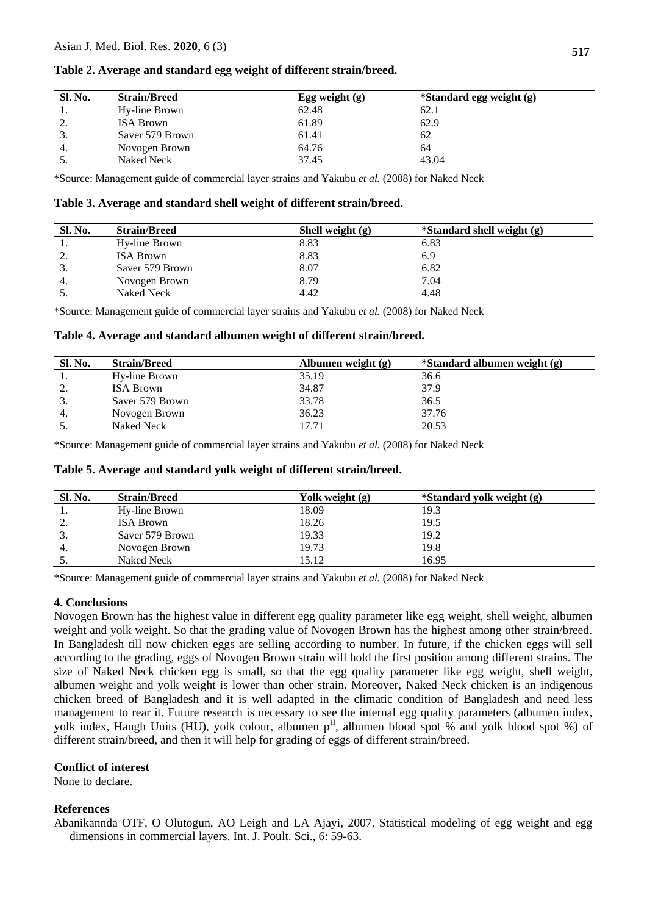**Table 2. Average and standard egg weight of different strain/breed.**

| Sl. No. | Strain/Breed | Egg weight (g) | *Standard egg weight (g) |
|---|---|---|---|
| 1. | Hy-line Brown | 62.48 | 62.1 |
| 2. | ISA Brown | 61.89 | 62.9 |
| 3. | Saver 579 Brown | 61.41 | 62 |
| 4. | Novogen Brown | 64.76 | 64 |
| 5. | Naked Neck | 37.45 | 43.04 |

*Source: Management guide of commercial layer strains and Yakubu *et al.* (2008) for Naked Neck

**Table 3. Average and standard shell weight of different strain/breed.**

| Sl. No. | Strain/Breed | Shell weight (g) | *Standard shell weight (g) |
|---|---|---|---|
| 1. | Hy-line Brown | 8.83 | 6.83 |
| 2. | ISA Brown | 8.83 | 6.9 |
| 3. | Saver 579 Brown | 8.07 | 6.82 |
| 4. | Novogen Brown | 8.79 | 7.04 |
| 5. | Naked Neck | 4.42 | 4.48 |

*Source: Management guide of commercial layer strains and Yakubu *et al.* (2008) for Naked Neck

**Table 4. Average and standard albumen weight of different strain/breed.**

| Sl. No. | Strain/Breed | Albumen weight (g) | *Standard albumen weight (g) |
|---|---|---|---|
| 1. | Hy-line Brown | 35.19 | 36.6 |
| 2. | ISA Brown | 34.87 | 37.9 |
| 3. | Saver 579 Brown | 33.78 | 36.5 |
| 4. | Novogen Brown | 36.23 | 37.76 |
| 5. | Naked Neck | 17.71 | 20.53 |

*Source: Management guide of commercial layer strains and Yakubu *et al.* (2008) for Naked Neck

**Table 5. Average and standard yolk weight of different strain/breed.**

| Sl. No. | Strain/Breed | Yolk weight (g) | *Standard yolk weight (g) |
|---|---|---|---|
| 1. | Hy-line Brown | 18.09 | 19.3 |
| 2. | ISA Brown | 18.26 | 19.5 |
| 3. | Saver 579 Brown | 19.33 | 19.2 |
| 4. | Novogen Brown | 19.73 | 19.8 |
| 5. | Naked Neck | 15.12 | 16.95 |

*Source: Management guide of commercial layer strains and Yakubu *et al.* (2008) for Naked Neck

## 4. Conclusions

Novogen Brown has the highest value in different egg quality parameter like egg weight, shell weight, albumen weight and yolk weight. So that the grading value of Novogen Brown has the highest among other strain/breed. In Bangladesh till now chicken eggs are selling according to number. In future, if the chicken eggs will sell according to the grading, eggs of Novogen Brown strain will hold the first position among different strains. The size of Naked Neck chicken egg is small, so that the egg quality parameter like egg weight, shell weight, albumen weight and yolk weight is lower than other strain. Moreover, Naked Neck chicken is an indigenous chicken breed of Bangladesh and it is well adapted in the climatic condition of Bangladesh and need less management to rear it. Future research is necessary to see the internal egg quality parameters (albumen index, yolk index, Haugh Units (HU), yolk colour, albumen $p^H$, albumen blood spot % and yolk blood spot %) of different strain/breed, and then it will help for grading of eggs of different strain/breed.

## Conflict of interest

None to declare.

## References

Abanikannda OTF, O Olutogun, AO Leigh and LA Ajayi, 2007. Statistical modeling of egg weight and egg dimensions in commercial layers. Int. J. Poult. Sci., 6: 59-63.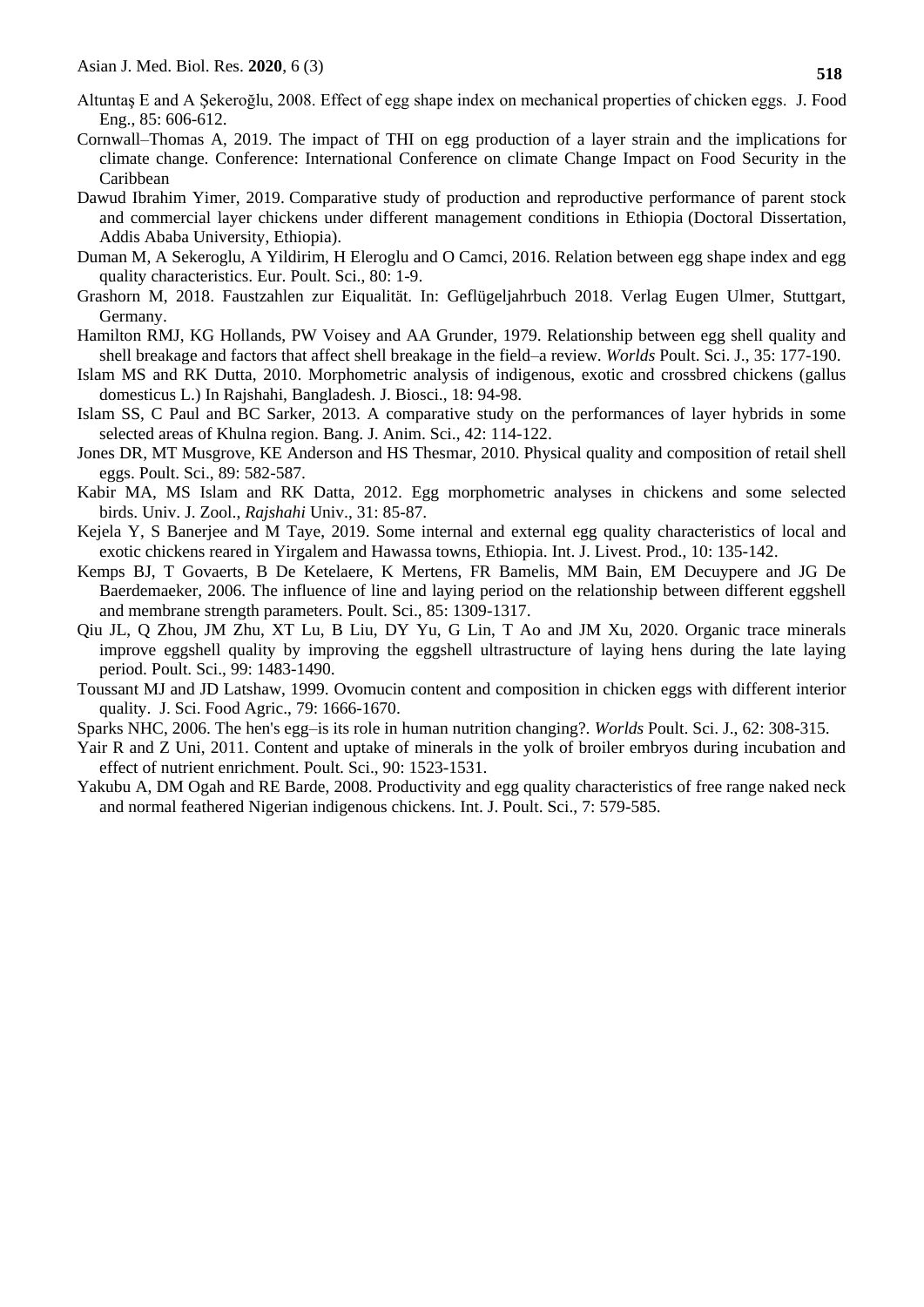Altuntaş E and A Şekeroğlu, 2008. Effect of egg shape index on mechanical properties of chicken eggs. J. Food Eng., 85: 606-612.

Cornwall–Thomas A, 2019. The impact of THI on egg production of a layer strain and the implications for climate change. Conference: International Conference on climate Change Impact on Food Security in the Caribbean

Dawud Ibrahim Yimer, 2019. Comparative study of production and reproductive performance of parent stock and commercial layer chickens under different management conditions in Ethiopia (Doctoral Dissertation, Addis Ababa University, Ethiopia).

Duman M, A Sekeroglu, A Yildirim, H Eleroglu and O Camci, 2016. Relation between egg shape index and egg quality characteristics. Eur. Poult. Sci., 80: 1-9.

Grashorn M, 2018. Faustzahlen zur Eiqualität. In: Geflügeljahrbuch 2018. Verlag Eugen Ulmer, Stuttgart, Germany.

Hamilton RMJ, KG Hollands, PW Voisey and AA Grunder, 1979. Relationship between egg shell quality and shell breakage and factors that affect shell breakage in the field–a review. *Worlds* Poult. Sci. J., 35: 177-190.

Islam MS and RK Dutta, 2010. Morphometric analysis of indigenous, exotic and crossbred chickens (gallus domesticus L.) In Rajshahi, Bangladesh. J. Biosci., 18: 94-98.

Islam SS, C Paul and BC Sarker, 2013. A comparative study on the performances of layer hybrids in some selected areas of Khulna region. Bang. J. Anim. Sci., 42: 114-122.

Jones DR, MT Musgrove, KE Anderson and HS Thesmar, 2010. Physical quality and composition of retail shell eggs. Poult. Sci., 89: 582-587.

Kabir MA, MS Islam and RK Datta, 2012. Egg morphometric analyses in chickens and some selected birds. Univ. J. Zool., *Rajshahi* Univ., 31: 85-87.

Kejela Y, S Banerjee and M Taye, 2019. Some internal and external egg quality characteristics of local and exotic chickens reared in Yirgalem and Hawassa towns, Ethiopia. Int. J. Livest. Prod., 10: 135-142.

Kemps BJ, T Govaerts, B De Ketelaere, K Mertens, FR Bamelis, MM Bain, EM Decuypere and JG De Baerdemaeker, 2006. The influence of line and laying period on the relationship between different eggshell and membrane strength parameters. Poult. Sci., 85: 1309-1317.

Qiu JL, Q Zhou, JM Zhu, XT Lu, B Liu, DY Yu, G Lin, T Ao and JM Xu, 2020. Organic trace minerals improve eggshell quality by improving the eggshell ultrastructure of laying hens during the late laying period. Poult. Sci., 99: 1483-1490.

Toussant MJ and JD Latshaw, 1999. Ovomucin content and composition in chicken eggs with different interior quality. J. Sci. Food Agric., 79: 1666-1670.

Sparks NHC, 2006. The hen's egg–is its role in human nutrition changing?. *Worlds* Poult. Sci. J., 62: 308-315.

Yair R and Z Uni, 2011. Content and uptake of minerals in the yolk of broiler embryos during incubation and effect of nutrient enrichment. Poult. Sci., 90: 1523-1531.

Yakubu A, DM Ogah and RE Barde, 2008. Productivity and egg quality characteristics of free range naked neck and normal feathered Nigerian indigenous chickens. Int. J. Poult. Sci., 7: 579-585.